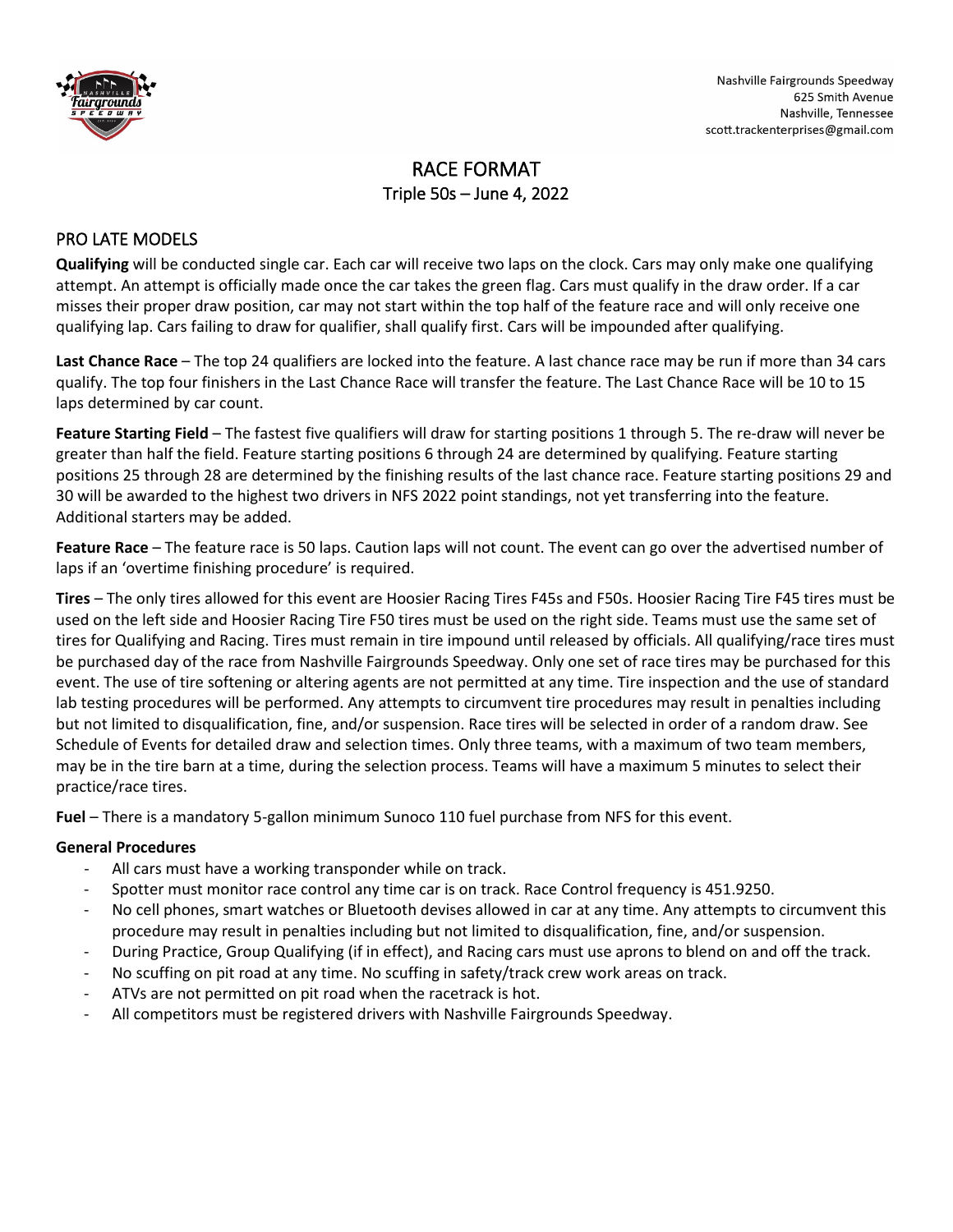Nashville Fairgrounds Speedway
625 Smith Avenue
Nashville, Tennessee
scott.trackenterprises@gmail.com

# RACE FORMAT

## Triple 50s – June 4, 2022

## PRO LATE MODELS

**Qualifying** will be conducted single car. Each car will receive two laps on the clock. Cars may only make one qualifying attempt. An attempt is officially made once the car takes the green flag. Cars must qualify in the draw order. If a car misses their proper draw position, car may not start within the top half of the feature race and will only receive one qualifying lap. Cars failing to draw for qualifier, shall qualify first. Cars will be impounded after qualifying.

**Last Chance Race** – The top 24 qualifiers are locked into the feature. A last chance race may be run if more than 34 cars qualify. The top four finishers in the Last Chance Race will transfer the feature. The Last Chance Race will be 10 to 15 laps determined by car count.

**Feature Starting Field** – The fastest five qualifiers will draw for starting positions 1 through 5. The re-draw will never be greater than half the field. Feature starting positions 6 through 24 are determined by qualifying. Feature starting positions 25 through 28 are determined by the finishing results of the last chance race. Feature starting positions 29 and 30 will be awarded to the highest two drivers in NFS 2022 point standings, not yet transferring into the feature. Additional starters may be added.

**Feature Race** – The feature race is 50 laps. Caution laps will not count. The event can go over the advertised number of laps if an 'overtime finishing procedure' is required.

**Tires** – The only tires allowed for this event are Hoosier Racing Tires F45s and F50s. Hoosier Racing Tire F45 tires must be used on the left side and Hoosier Racing Tire F50 tires must be used on the right side. Teams must use the same set of tires for Qualifying and Racing. Tires must remain in tire impound until released by officials. All qualifying/race tires must be purchased day of the race from Nashville Fairgrounds Speedway. Only one set of race tires may be purchased for this event. The use of tire softening or altering agents are not permitted at any time. Tire inspection and the use of standard lab testing procedures will be performed. Any attempts to circumvent tire procedures may result in penalties including but not limited to disqualification, fine, and/or suspension. Race tires will be selected in order of a random draw. See Schedule of Events for detailed draw and selection times. Only three teams, with a maximum of two team members, may be in the tire barn at a time, during the selection process. Teams will have a maximum 5 minutes to select their practice/race tires.

**Fuel** – There is a mandatory 5-gallon minimum Sunoco 110 fuel purchase from NFS for this event.

**General Procedures**

- All cars must have a working transponder while on track.
- Spotter must monitor race control any time car is on track. Race Control frequency is 451.9250.
- No cell phones, smart watches or Bluetooth devises allowed in car at any time. Any attempts to circumvent this procedure may result in penalties including but not limited to disqualification, fine, and/or suspension.
- During Practice, Group Qualifying (if in effect), and Racing cars must use aprons to blend on and off the track.
- No scuffing on pit road at any time. No scuffing in safety/track crew work areas on track.
- ATVs are not permitted on pit road when the racetrack is hot.
- All competitors must be registered drivers with Nashville Fairgrounds Speedway.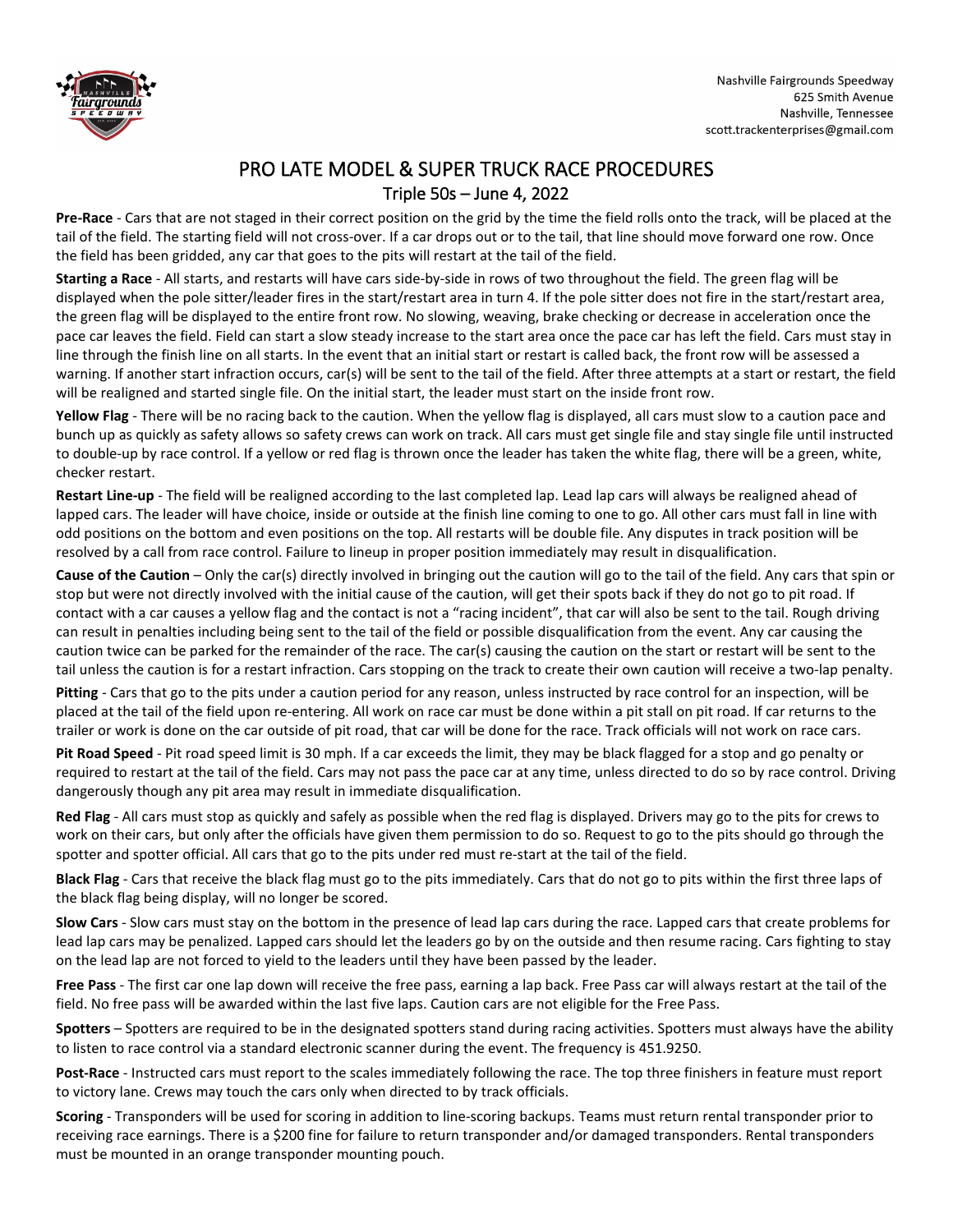Nashville Fairgrounds Speedway
625 Smith Avenue
Nashville, Tennessee
scott.trackenterprises@gmail.com

# PRO LATE MODEL & SUPER TRUCK RACE PROCEDURES

## Triple 50s – June 4, 2022

**Pre-Race** - Cars that are not staged in their correct position on the grid by the time the field rolls onto the track, will be placed at the tail of the field. The starting field will not cross-over. If a car drops out or to the tail, that line should move forward one row. Once the field has been gridded, any car that goes to the pits will restart at the tail of the field.

**Starting a Race** - All starts, and restarts will have cars side-by-side in rows of two throughout the field. The green flag will be displayed when the pole sitter/leader fires in the start/restart area in turn 4. If the pole sitter does not fire in the start/restart area, the green flag will be displayed to the entire front row. No slowing, weaving, brake checking or decrease in acceleration once the pace car leaves the field. Field can start a slow steady increase to the start area once the pace car has left the field. Cars must stay in line through the finish line on all starts. In the event that an initial start or restart is called back, the front row will be assessed a warning. If another start infraction occurs, car(s) will be sent to the tail of the field. After three attempts at a start or restart, the field will be realigned and started single file. On the initial start, the leader must start on the inside front row.

**Yellow Flag** - There will be no racing back to the caution. When the yellow flag is displayed, all cars must slow to a caution pace and bunch up as quickly as safety allows so safety crews can work on track. All cars must get single file and stay single file until instructed to double-up by race control. If a yellow or red flag is thrown once the leader has taken the white flag, there will be a green, white, checker restart.

**Restart Line-up** - The field will be realigned according to the last completed lap. Lead lap cars will always be realigned ahead of lapped cars. The leader will have choice, inside or outside at the finish line coming to one to go. All other cars must fall in line with odd positions on the bottom and even positions on the top. All restarts will be double file. Any disputes in track position will be resolved by a call from race control. Failure to lineup in proper position immediately may result in disqualification.

**Cause of the Caution** – Only the car(s) directly involved in bringing out the caution will go to the tail of the field. Any cars that spin or stop but were not directly involved with the initial cause of the caution, will get their spots back if they do not go to pit road. If contact with a car causes a yellow flag and the contact is not a "racing incident", that car will also be sent to the tail. Rough driving can result in penalties including being sent to the tail of the field or possible disqualification from the event. Any car causing the caution twice can be parked for the remainder of the race. The car(s) causing the caution on the start or restart will be sent to the tail unless the caution is for a restart infraction. Cars stopping on the track to create their own caution will receive a two-lap penalty.

**Pitting** - Cars that go to the pits under a caution period for any reason, unless instructed by race control for an inspection, will be placed at the tail of the field upon re-entering. All work on race car must be done within a pit stall on pit road. If car returns to the trailer or work is done on the car outside of pit road, that car will be done for the race. Track officials will not work on race cars.

**Pit Road Speed** - Pit road speed limit is 30 mph. If a car exceeds the limit, they may be black flagged for a stop and go penalty or required to restart at the tail of the field. Cars may not pass the pace car at any time, unless directed to do so by race control. Driving dangerously though any pit area may result in immediate disqualification.

**Red Flag** - All cars must stop as quickly and safely as possible when the red flag is displayed. Drivers may go to the pits for crews to work on their cars, but only after the officials have given them permission to do so. Request to go to the pits should go through the spotter and spotter official. All cars that go to the pits under red must re-start at the tail of the field.

**Black Flag** - Cars that receive the black flag must go to the pits immediately. Cars that do not go to pits within the first three laps of the black flag being display, will no longer be scored.

**Slow Cars** - Slow cars must stay on the bottom in the presence of lead lap cars during the race. Lapped cars that create problems for lead lap cars may be penalized. Lapped cars should let the leaders go by on the outside and then resume racing. Cars fighting to stay on the lead lap are not forced to yield to the leaders until they have been passed by the leader.

**Free Pass** - The first car one lap down will receive the free pass, earning a lap back. Free Pass car will always restart at the tail of the field. No free pass will be awarded within the last five laps. Caution cars are not eligible for the Free Pass.

**Spotters** – Spotters are required to be in the designated spotters stand during racing activities. Spotters must always have the ability to listen to race control via a standard electronic scanner during the event. The frequency is 451.9250.

**Post-Race** - Instructed cars must report to the scales immediately following the race. The top three finishers in feature must report to victory lane. Crews may touch the cars only when directed to by track officials.

**Scoring** - Transponders will be used for scoring in addition to line-scoring backups. Teams must return rental transponder prior to receiving race earnings. There is a $200 fine for failure to return transponder and/or damaged transponders. Rental transponders must be mounted in an orange transponder mounting pouch.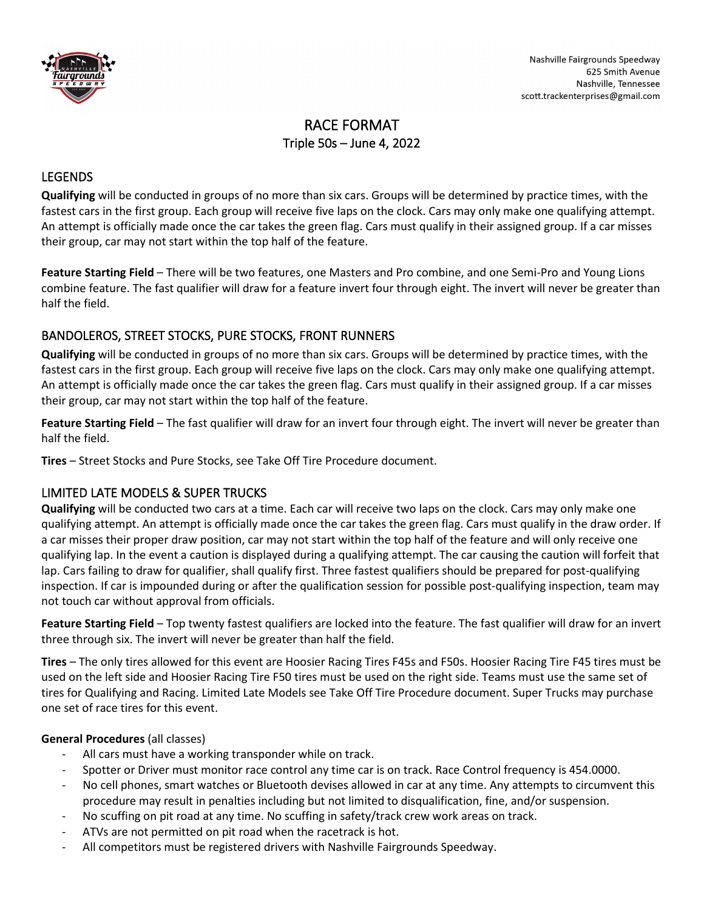Nashville Fairgrounds Speedway
625 Smith Avenue
Nashville, Tennessee
scott.trackenterprises@gmail.com

# RACE FORMAT

## Triple 50s – June 4, 2022

## LEGENDS

**Qualifying** will be conducted in groups of no more than six cars. Groups will be determined by practice times, with the fastest cars in the first group. Each group will receive five laps on the clock. Cars may only make one qualifying attempt. An attempt is officially made once the car takes the green flag. Cars must qualify in their assigned group. If a car misses their group, car may not start within the top half of the feature.

**Feature Starting Field** – There will be two features, one Masters and Pro combine, and one Semi-Pro and Young Lions combine feature. The fast qualifier will draw for a feature invert four through eight. The invert will never greater than half the field.

## BANDOLEROS, STREET STOCKS, PURE STOCKS, FRONT RUNNERS

**Qualifying** will be conducted in groups of no more than six cars. Groups will be determined by practice times, with the fastest cars in the first group. Each group will receive five laps on the clock. Cars may only make one qualifying attempt. An attempt is officially made once the car takes the green flag. Cars must qualify in their assigned group. If a car misses their group, car may not start within the top half of the feature.

**Feature Starting Field** – The fast qualifier will draw for an invert four through eight. The invert will never be greater than half the field.

**Tires** – Street Stocks and Pure Stocks, see Take Off Tire Procedure document.

## LIMITED LATE MODELS & SUPER TRUCKS

**Qualifying** will be conducted two cars at a time. Each car will receive two laps on the clock. Cars may only make one qualifying attempt. An attempt is officially made once the car takes the green flag. Cars must qualify in the draw order. If a car misses their proper draw position, car may not start within the top half of the feature and will only receive one qualifying lap. In the event a caution is displayed during a qualifying attempt. The car causing the caution will forfeit that lap. Cars failing to draw for qualifier, shall qualify first. Three fastest qualifiers should be prepared for post-qualifying inspection. If car is impounded during or after the qualification session for possible post-qualifying inspection, team may not touch car without approval from officials.

**Feature Starting Field** – Top twenty fastest qualifiers are locked into the feature. The fast qualifier will draw for an invert three through six. The invert will never be greater than half the field.

**Tires** – The only tires allowed for this event are Hoosier Racing Tires F45s and F50s. Hoosier Racing Tire F45 tires must be used on the left side and Hoosier Racing Tire F50 tires must be used on the right side. Teams must use the same set of tires for Qualifying and Racing. Limited Late Models see Take Off Tire Procedure document. Super Trucks may purchase one set of race tires for this event.

**General Procedures** (all classes)

- All cars must have a working transponder while on track.
- Spotter or Driver must monitor race control any time car is on track. Race Control frequency is 454.0000.
- No cell phones, smart watches or Bluetooth devises allowed in car at any time. Any attempts to circumvent this procedure may result in penalties including but not limited to disqualification, fine, and/or suspension.
- No scuffing on pit road at any time. No scuffing in safety/track crew work areas on track.
- ATVs are not permitted on pit road when the racetrack is hot.
- All competitors must be registered drivers with Nashville Fairgrounds Speedway.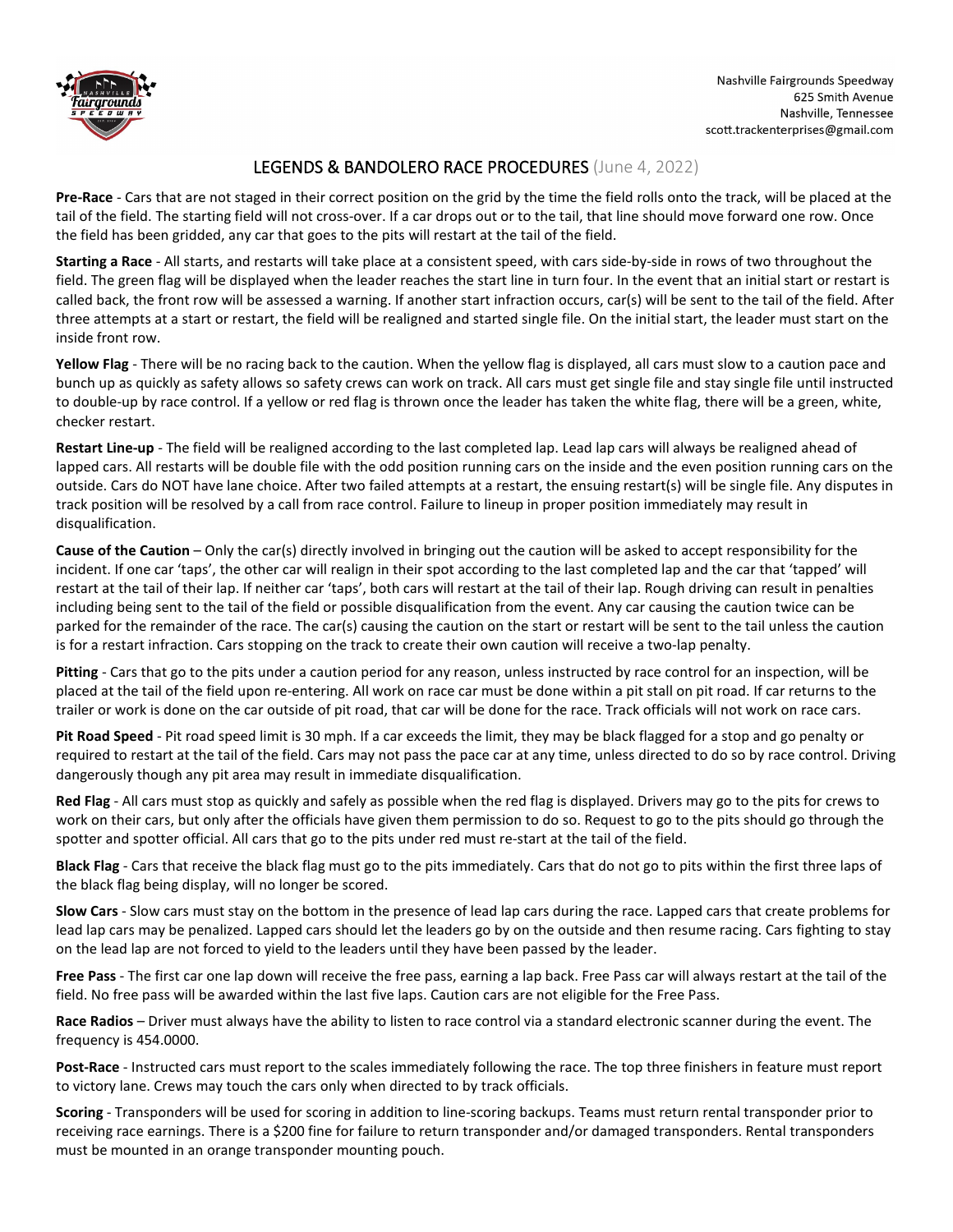Nashville Fairgrounds Speedway
625 Smith Avenue
Nashville, Tennessee
scott.trackenterprises@gmail.com

# LEGENDS & BANDOLERO RACE PROCEDURES (June 4, 2022)

**Pre-Race** - Cars that are not staged in their correct position on the grid by the time the field rolls onto the track, will be placed at the tail of the field. The starting field will not cross-over. If a car drops out or to the tail, that line should move forward one row. Once the field has been gridded, any car that goes to the pits will restart at the tail of the field.

**Starting a Race** - All starts, and restarts will take place at a consistent speed, with cars side-by-side in rows of two throughout the field. The green flag will be displayed when the leader reaches the start line in turn four. In the event that an initial start or restart is called back, the front row will be assessed a warning. If another start infraction occurs, car(s) will be sent to the tail of the field. After three attempts at a start or restart, the field will be realigned and started single file. On the initial start, the leader must start on the inside front row.

**Yellow Flag** - There will be no racing back to the caution. When the yellow flag is displayed, all cars must slow to a caution pace and bunch up as quickly as safety allows so safety crews can work on track. All cars must get single file and stay single file until instructed to double-up by race control. If a yellow or red flag is thrown once the leader has taken the white flag, there will be a green, white, checker restart.

**Restart Line-up** - The field will be realigned according to the last completed lap. Lead lap cars will always be realigned ahead of lapped cars. All restarts will be double file with the odd position running cars on the inside and the even position running cars on the outside. Cars do NOT have lane choice. After two failed attempts at a restart, the ensuing restart(s) will be single file. Any disputes in track position will be resolved by a call from race control. Failure to lineup in proper position immediately may result in disqualification.

**Cause of the Caution** – Only the car(s) directly involved in bringing out the caution will be asked to accept responsibility for the incident. If one car 'taps', the other car will realign in their spot according to the last completed lap and the car that 'tapped' will restart at the tail of their lap. If neither car 'taps', both cars will restart at the tail of their lap. Rough driving can result in penalties including being sent to the tail of the field or possible disqualification from the event. Any car causing the caution twice can be parked for the remainder of the race. The car(s) causing the caution on the start or restart will be sent to the tail unless the caution is for a restart infraction. Cars stopping on the track to create their own caution will receive a two-lap penalty.

**Pitting** - Cars that go to the pits under a caution period for any reason, unless instructed by race control for an inspection, will be placed at the tail of the field upon re-entering. All work on race car must be done within a pit stall on pit road. If car returns to the trailer or work is done on the car outside of pit road, that car will be done for the race. Track officials will not work on race cars.

**Pit Road Speed** - Pit road speed limit is 30 mph. If a car exceeds the limit, they may be black flagged for a stop and go penalty or required to restart at the tail of the field. Cars may not pass the pace car at any time, unless directed to do so by race control. Driving dangerously though any pit area may result in immediate disqualification.

**Red Flag** - All cars must stop as quickly and safely as possible when the red flag is displayed. Drivers may go to the pits for crews to work on their cars, but only after the officials have given them permission to do so. Request to go to the pits should go through the spotter and spotter official. All cars that go to the pits under red must re-start at the tail of the field.

**Black Flag** - Cars that receive the black flag must go to the pits immediately. Cars that do not go to pits within the first three laps of the black flag being display, will no longer be scored.

**Slow Cars** - Slow cars must stay on the bottom in the presence of lead lap cars during the race. Lapped cars that create problems for lead lap cars may be penalized. Lapped cars should let the leaders go by on the outside and then resume racing. Cars fighting to stay on the lead lap are not forced to yield to the leaders until they have been passed by the leader.

**Free Pass** - The first car one lap down will receive the free pass, earning a lap back. Free Pass car will always restart at the tail of the field. No free pass will be awarded within the last five laps. Caution cars are not eligible for the Free Pass.

**Race Radios** – Driver must always have the ability to listen to race control via a standard electronic scanner during the event. The frequency is 454.0000.

**Post-Race** - Instructed cars must report to the scales immediately following the race. The top three finishers in feature must report to victory lane. Crews may touch the cars only when directed to by track officials.

**Scoring** - Transponders will be used for scoring in addition to line-scoring backups. Teams must return rental transponder prior to receiving race earnings. There is a $200 fine for failure to return transponder and/or damaged transponders. Rental transponders must be mounted in an orange transponder mounting pouch.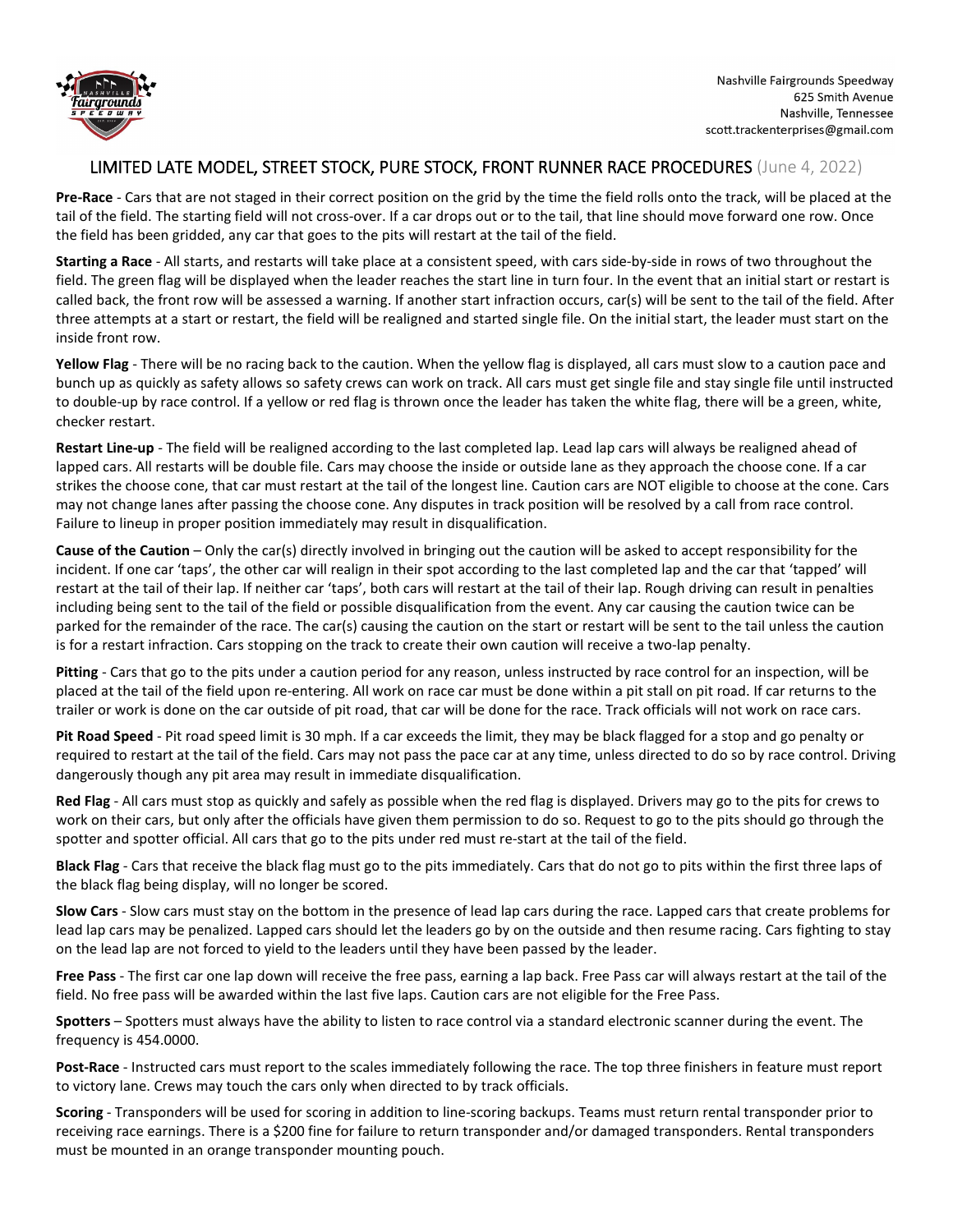Nashville Fairgrounds Speedway
625 Smith Avenue
Nashville, Tennessee
scott.trackenterprises@gmail.com

## LIMITED LATE MODEL, STREET STOCK, PURE STOCK, FRONT RUNNER RACE PROCEDURES (June 4, 2022)

**Pre-Race** - Cars that are not staged in their correct position on the grid by the time the field rolls onto the track, will be placed at the tail of the field. The starting field will not cross-over. If a car drops out or to the tail, that line should move forward one row. Once the field has been gridded, any car that goes to the pits will restart at the tail of the field.

**Starting a Race** - All starts, and restarts will take place at a consistent speed, with cars side-by-side in rows of two throughout the field. The green flag will be displayed when the leader reaches the start line in turn four. In the event that an initial start or restart is called back, the front row will be assessed a warning. If another start infraction occurs, car(s) will be sent to the tail of the field. After three attempts at a start or restart, the field will be realigned and started single file. On the initial start, the leader must start on the inside front row.

**Yellow Flag** - There will be no racing back to the caution. When the yellow flag is displayed, all cars must slow to a caution pace and bunch up as quickly as safety allows so safety crews can work on track. All cars must get single file and stay single file until instructed to double-up by race control. If a yellow or red flag is thrown once the leader has taken the white flag, there will be a green, white, checker restart.

**Restart Line-up** - The field will be realigned according to the last completed lap. Lead lap cars will always be realigned ahead of lapped cars. All restarts will be double file. Cars may choose the inside or outside lane as they approach the choose cone. If a car strikes the choose cone, that car must restart at the tail of the longest line. Caution cars are NOT eligible to choose at the cone. Cars may not change lanes after passing the choose cone. Any disputes in track position will be resolved by a call from race control. Failure to lineup in proper position immediately may result in disqualification.

**Cause of the Caution** – Only the car(s) directly involved in bringing out the caution will be asked to accept responsibility for the incident. If one car 'taps', the other car will realign in their spot according to the last completed lap and the car that 'tapped' will restart at the tail of their lap. If neither car 'taps', both cars will restart at the tail of their lap. Rough driving can result in penalties including being sent to the tail of the field or possible disqualification from the event. Any car causing the caution twice can be parked for the remainder of the race. The car(s) causing the caution on the start or restart will be sent to the tail unless the caution is for a restart infraction. Cars stopping on the track to create their own caution will receive a two-lap penalty.

**Pitting** - Cars that go to the pits under a caution period for any reason, unless instructed by race control for an inspection, will be placed at the tail of the field upon re-entering. All work on race car must be done within a pit stall on pit road. If car returns to the trailer or work is done on the car outside of pit road, that car will be done for the race. Track officials will not work on race cars.

**Pit Road Speed** - Pit road speed limit is 30 mph. If a car exceeds the limit, they may be black flagged for a stop and go penalty or required to restart at the tail of the field. Cars may not pass the pace car at any time, unless directed to do so by race control. Driving dangerously though any pit area may result in immediate disqualification.

**Red Flag** - All cars must stop as quickly and safely as possible when the red flag is displayed. Drivers may go to the pits for crews to work on their cars, but only after the officials have given them permission to do so. Request to go to the pits should go through the spotter and spotter official. All cars that go to the pits under red must re-start at the tail of the field.

**Black Flag** - Cars that receive the black flag must go to the pits immediately. Cars that do not go to pits within the first three laps of the black flag being display, will no longer be scored.

**Slow Cars** - Slow cars must stay on the bottom in the presence of lead lap cars during the race. Lapped cars that create problems for lead lap cars may be penalized. Lapped cars should let the leaders go by on the outside and then resume racing. Cars fighting to stay on the lead lap are not forced to yield to the leaders until they have been passed by the leader.

**Free Pass** - The first car one lap down will receive the free pass, earning a lap back. Free Pass car will always restart at the tail of the field. No free pass will be awarded within the last five laps. Caution cars are not eligible for the Free Pass.

**Spotters** – Spotters must always have the ability to listen to race control via a standard electronic scanner during the event. The frequency is 454.0000.

**Post-Race** - Instructed cars must report to the scales immediately following the race. The top three finishers in feature must report to victory lane. Crews may touch the cars only when directed to by track officials.

**Scoring** - Transponders will be used for scoring in addition to line-scoring backups. Teams must return rental transponder prior to receiving race earnings. There is a $200 fine for failure to return transponder and/or damaged transponders. Rental transponders must be mounted in an orange transponder mounting pouch.